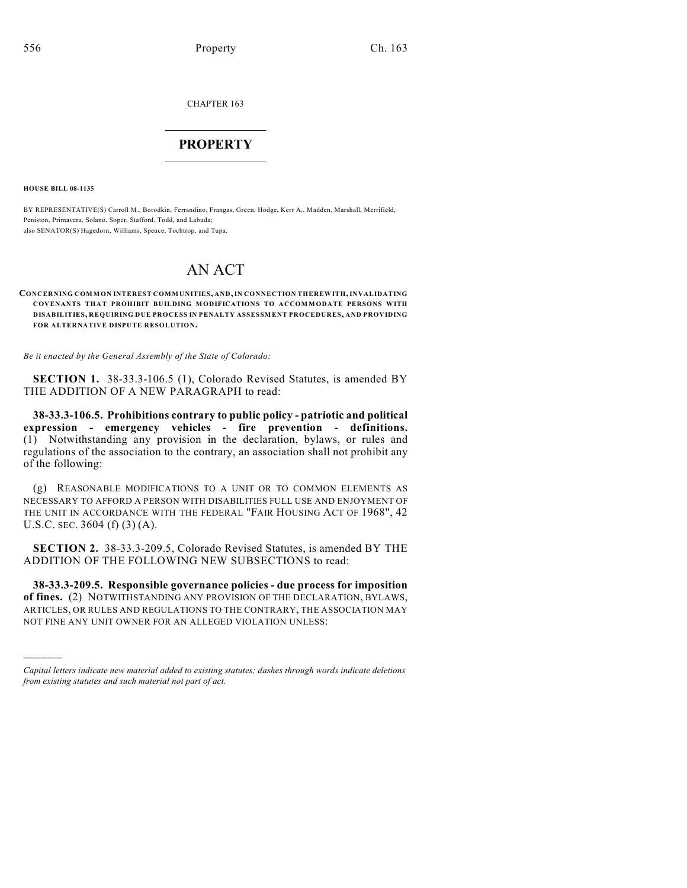CHAPTER 163

# PROPERTY

**HOUSE BILL 08-1135**

BY REPRESENTATIVE(S) Carroll M., Borodkin, Ferrandino, Frangas, Green, Hodge, Kerr A., Madden, Marshall, Merrifield, Peniston, Primavera, Solano, Soper, Stafford, Todd, and Labuda;
also SENATOR(S) Hagedorn, Williams, Spence, Tochtrop, and Tupa.

# AN ACT

**CONCERNING COMMON INTEREST COMMUNITIES, AND, IN CONNECTION THEREWITH, INVALIDATING COVENANTS THAT PROHIBIT BUILDING MODIFICATIONS TO ACCOMMODATE PERSONS WITH DISABILITIES, REQUIRING DUE PROCESS IN PENALTY ASSESSMENT PROCEDURES, AND PROVIDING FOR ALTERNATIVE DISPUTE RESOLUTION.**

*Be it enacted by the General Assembly of the State of Colorado:*

**SECTION 1.** 38-33.3-106.5 (1), Colorado Revised Statutes, is amended BY THE ADDITION OF A NEW PARAGRAPH to read:

**38-33.3-106.5. Prohibitions contrary to public policy - patriotic and political expression - emergency vehicles - fire prevention - definitions.** (1) Notwithstanding any provision in the declaration, bylaws, or rules and regulations of the association to the contrary, an association shall not prohibit any of the following:

(g) REASONABLE MODIFICATIONS TO A UNIT OR TO COMMON ELEMENTS AS NECESSARY TO AFFORD A PERSON WITH DISABILITIES FULL USE AND ENJOYMENT OF THE UNIT IN ACCORDANCE WITH THE FEDERAL "FAIR HOUSING ACT OF 1968", 42 U.S.C. SEC. 3604 (f) (3) (A).

**SECTION 2.** 38-33.3-209.5, Colorado Revised Statutes, is amended BY THE ADDITION OF THE FOLLOWING NEW SUBSECTIONS to read:

**38-33.3-209.5. Responsible governance policies - due process for imposition of fines.** (2) NOTWITHSTANDING ANY PROVISION OF THE DECLARATION, BYLAWS, ARTICLES, OR RULES AND REGULATIONS TO THE CONTRARY, THE ASSOCIATION MAY NOT FINE ANY UNIT OWNER FOR AN ALLEGED VIOLATION UNLESS:

---

*Capital letters indicate new material added to existing statutes; dashes through words indicate deletions from existing statutes and such material not part of act.*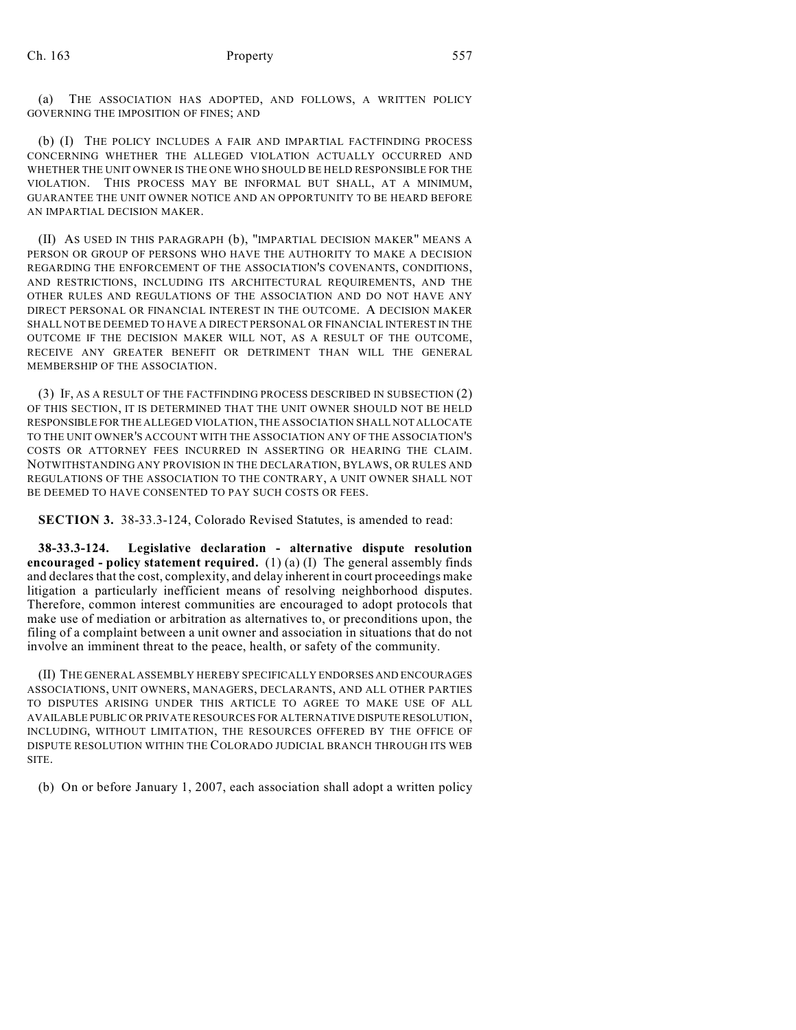(a) THE ASSOCIATION HAS ADOPTED, AND FOLLOWS, A WRITTEN POLICY GOVERNING THE IMPOSITION OF FINES; AND

(b) (I) THE POLICY INCLUDES A FAIR AND IMPARTIAL FACTFINDING PROCESS CONCERNING WHETHER THE ALLEGED VIOLATION ACTUALLY OCCURRED AND WHETHER THE UNIT OWNER IS THE ONE WHO SHOULD BE HELD RESPONSIBLE FOR THE VIOLATION. THIS PROCESS MAY BE INFORMAL BUT SHALL, AT A MINIMUM, GUARANTEE THE UNIT OWNER NOTICE AND AN OPPORTUNITY TO BE HEARD BEFORE AN IMPARTIAL DECISION MAKER.

(II) AS USED IN THIS PARAGRAPH (b), "IMPARTIAL DECISION MAKER" MEANS A PERSON OR GROUP OF PERSONS WHO HAVE THE AUTHORITY TO MAKE A DECISION REGARDING THE ENFORCEMENT OF THE ASSOCIATION'S COVENANTS, CONDITIONS, AND RESTRICTIONS, INCLUDING ITS ARCHITECTURAL REQUIREMENTS, AND THE OTHER RULES AND REGULATIONS OF THE ASSOCIATION AND DO NOT HAVE ANY DIRECT PERSONAL OR FINANCIAL INTEREST IN THE OUTCOME. A DECISION MAKER SHALL NOT BE DEEMED TO HAVE A DIRECT PERSONAL OR FINANCIAL INTEREST IN THE OUTCOME IF THE DECISION MAKER WILL NOT, AS A RESULT OF THE OUTCOME, RECEIVE ANY GREATER BENEFIT OR DETRIMENT THAN WILL THE GENERAL MEMBERSHIP OF THE ASSOCIATION.

(3) IF, AS A RESULT OF THE FACTFINDING PROCESS DESCRIBED IN SUBSECTION (2) OF THIS SECTION, IT IS DETERMINED THAT THE UNIT OWNER SHOULD NOT BE HELD RESPONSIBLE FOR THE ALLEGED VIOLATION, THE ASSOCIATION SHALL NOT ALLOCATE TO THE UNIT OWNER'S ACCOUNT WITH THE ASSOCIATION ANY OF THE ASSOCIATION'S COSTS OR ATTORNEY FEES INCURRED IN ASSERTING OR HEARING THE CLAIM. NOTWITHSTANDING ANY PROVISION IN THE DECLARATION, BYLAWS, OR RULES AND REGULATIONS OF THE ASSOCIATION TO THE CONTRARY, A UNIT OWNER SHALL NOT BE DEEMED TO HAVE CONSENTED TO PAY SUCH COSTS OR FEES.

**SECTION 3.** 38-33.3-124, Colorado Revised Statutes, is amended to read:

**38-33.3-124. Legislative declaration - alternative dispute resolution encouraged - policy statement required.** (1) (a) (I) The general assembly finds and declares that the cost, complexity, and delay inherent in court proceedings make litigation a particularly inefficient means of resolving neighborhood disputes. Therefore, common interest communities are encouraged to adopt protocols that make use of mediation or arbitration as alternatives to, or preconditions upon, the filing of a complaint between a unit owner and association in situations that do not involve an imminent threat to the peace, health, or safety of the community.

(II) THE GENERAL ASSEMBLY HEREBY SPECIFICALLY ENDORSES AND ENCOURAGES ASSOCIATIONS, UNIT OWNERS, MANAGERS, DECLARANTS, AND ALL OTHER PARTIES TO DISPUTES ARISING UNDER THIS ARTICLE TO AGREE TO MAKE USE OF ALL AVAILABLE PUBLIC OR PRIVATE RESOURCES FOR ALTERNATIVE DISPUTE RESOLUTION, INCLUDING, WITHOUT LIMITATION, THE RESOURCES OFFERED BY THE OFFICE OF DISPUTE RESOLUTION WITHIN THE COLORADO JUDICIAL BRANCH THROUGH ITS WEB SITE.

(b) On or before January 1, 2007, each association shall adopt a written policy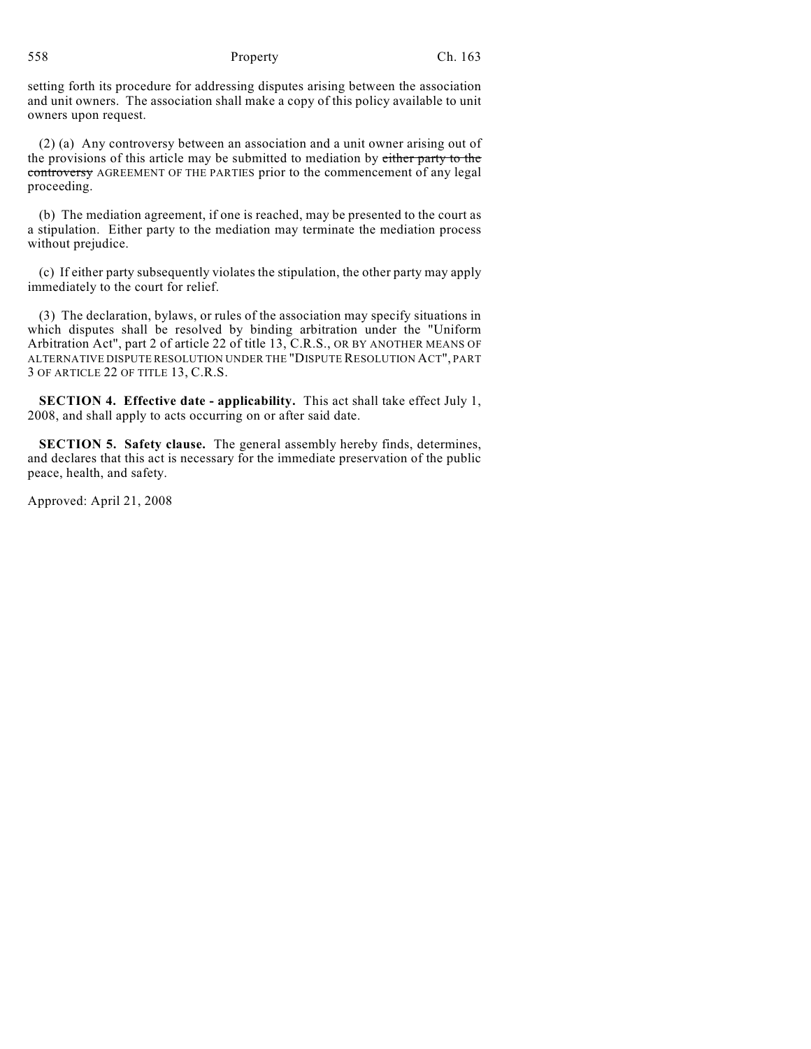setting forth its procedure for addressing disputes arising between the association and unit owners. The association shall make a copy of this policy available to unit owners upon request.

(2) (a) Any controversy between an association and a unit owner arising out of the provisions of this article may be submitted to mediation by ~~either party to the controversy~~ AGREEMENT OF THE PARTIES prior to the commencement of any legal proceeding.

(b) The mediation agreement, if one is reached, may be presented to the court as a stipulation. Either party to the mediation may terminate the mediation process without prejudice.

(c) If either party subsequently violates the stipulation, the other party may apply immediately to the court for relief.

(3) The declaration, bylaws, or rules of the association may specify situations in which disputes shall be resolved by binding arbitration under the "Uniform Arbitration Act", part 2 of article 22 of title 13, C.R.S., OR BY ANOTHER MEANS OF ALTERNATIVE DISPUTE RESOLUTION UNDER THE "DISPUTE RESOLUTION ACT", PART 3 OF ARTICLE 22 OF TITLE 13, C.R.S.

**SECTION 4. Effective date - applicability.** This act shall take effect July 1, 2008, and shall apply to acts occurring on or after said date.

**SECTION 5. Safety clause.** The general assembly hereby finds, determines, and declares that this act is necessary for the immediate preservation of the public peace, health, and safety.

Approved: April 21, 2008